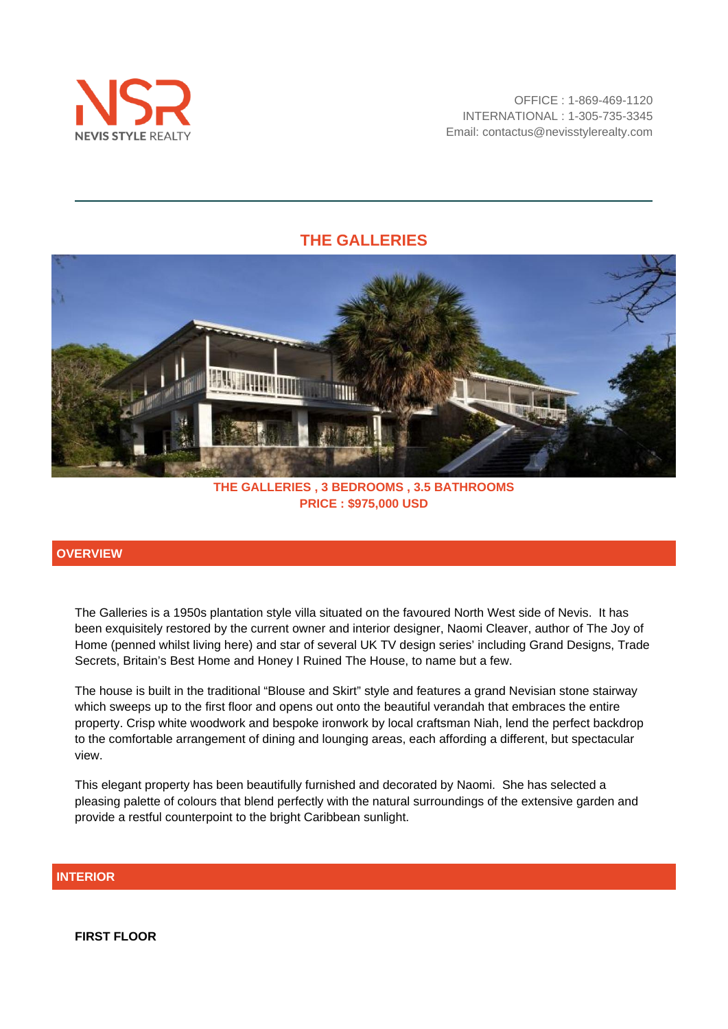NEVIS STYLE REALTY

OFFICE : 1-869-469-1120
INTERNATIONAL : 1-305-735-3345
Email: contactus@nevisstylerealty.com

# THE GALLERIES

**THE GALLERIES , 3 BEDROOMS , 3.5 BATHROOMS**
**PRICE : $975,000 USD**

## OVERVIEW

The Galleries is a 1950s plantation style villa situated on the favoured North West side of Nevis. It has been exquisitely restored by the current owner and interior designer, Naomi Cleaver, author of The Joy of Home (penned whilst living here) and star of several UK TV design series' including Grand Designs, Trade Secrets, Britain's Best Home and Honey I Ruined The House, to name but a few.

The house is built in the traditional "Blouse and Skirt" style and features a grand Nevisian stone stairway which sweeps up to the first floor and opens out onto the beautiful verandah that embraces the entire property. Crisp white woodwork and bespoke ironwork by local craftsman Niah, lend the perfect backdrop to the comfortable arrangement of dining and lounging areas, each affording a different, but spectacular view.

This elegant property has been beautifully furnished and decorated by Naomi. She has selected a pleasing palette of colours that blend perfectly with the natural surroundings of the extensive garden and provide a restful counterpoint to the bright Caribbean sunlight.

## INTERIOR

**FIRST FLOOR**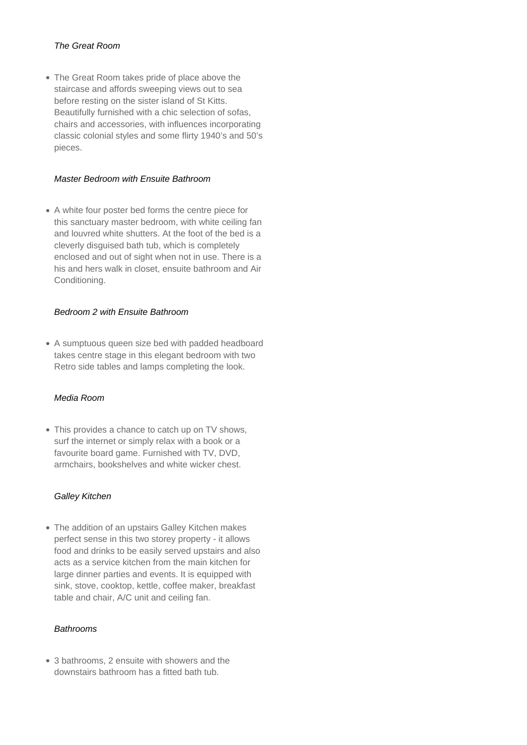*The Great Room*

- The Great Room takes pride of place above the staircase and affords sweeping views out to sea before resting on the sister island of St Kitts. Beautifully furnished with a chic selection of sofas, chairs and accessories, with influences incorporating classic colonial styles and some flirty 1940's and 50's pieces.

*Master Bedroom with Ensuite Bathroom*

- A white four poster bed forms the centre piece for this sanctuary master bedroom, with white ceiling fan and louvred white shutters. At the foot of the bed is a cleverly disguised bath tub, which is completely enclosed and out of sight when not in use. There is a his and hers walk in closet, ensuite bathroom and Air Conditioning.

*Bedroom 2 with Ensuite Bathroom*

- A sumptuous queen size bed with padded headboard takes centre stage in this elegant bedroom with two Retro side tables and lamps completing the look.

*Media Room*

- This provides a chance to catch up on TV shows, surf the internet or simply relax with a book or a favourite board game. Furnished with TV, DVD, armchairs, bookshelves and white wicker chest.

*Galley Kitchen*

- The addition of an upstairs Galley Kitchen makes perfect sense in this two storey property - it allows food and drinks to be easily served upstairs and also acts as a service kitchen from the main kitchen for large dinner parties and events. It is equipped with sink, stove, cooktop, kettle, coffee maker, breakfast table and chair, A/C unit and ceiling fan.

*Bathrooms*

- 3 bathrooms, 2 ensuite with showers and the downstairs bathroom has a fitted bath tub.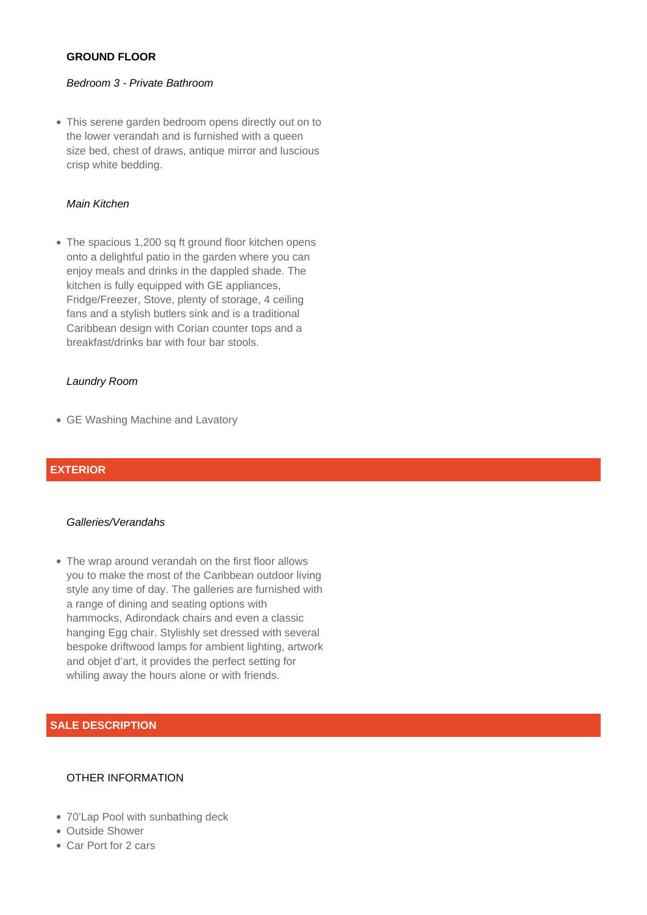### GROUND FLOOR

*Bedroom 3 - Private Bathroom*

- This serene garden bedroom opens directly out on to the lower verandah and is furnished with a queen size bed, chest of draws, antique mirror and luscious crisp white bedding.

*Main Kitchen*

- The spacious 1,200 sq ft ground floor kitchen opens onto a delightful patio in the garden where you can enjoy meals and drinks in the dappled shade. The kitchen is fully equipped with GE appliances, Fridge/Freezer, Stove, plenty of storage, 4 ceiling fans and a stylish butlers sink and is a traditional Caribbean design with Corian counter tops and a breakfast/drinks bar with four bar stools.

*Laundry Room*

- GE Washing Machine and Lavatory

## EXTERIOR

*Galleries/Verandahs*

- The wrap around verandah on the first floor allows you to make the most of the Caribbean outdoor living style any time of day. The galleries are furnished with a range of dining and seating options with hammocks, Adirondack chairs and even a classic hanging Egg chair. Stylishly set dressed with several bespoke driftwood lamps for ambient lighting, artwork and objet d'art, it provides the perfect setting for whiling away the hours alone or with friends.

## SALE DESCRIPTION

OTHER INFORMATION

- 70'Lap Pool with sunbathing deck
- Outside Shower
- Car Port for 2 cars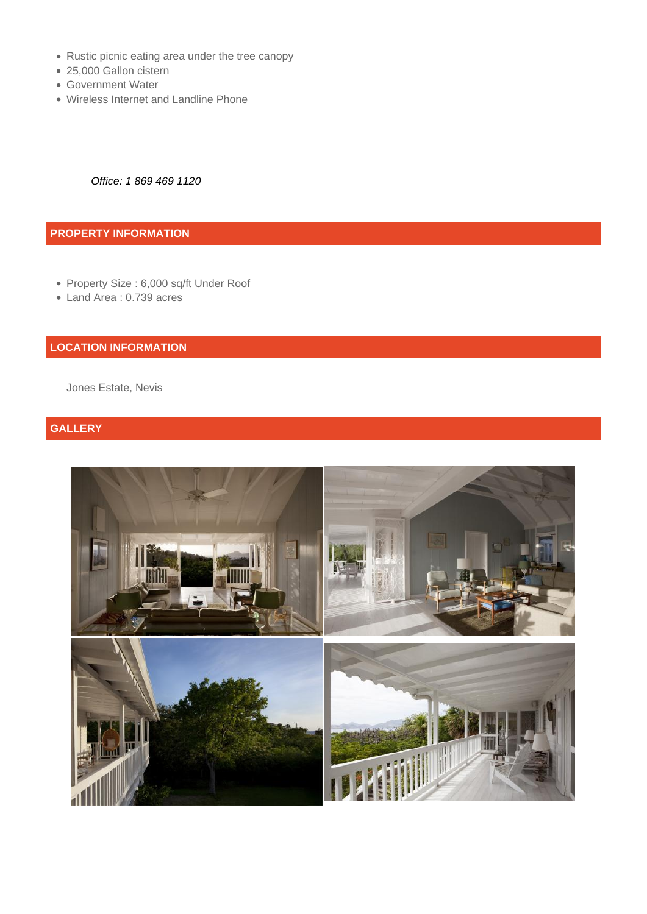- Rustic picnic eating area under the tree canopy
- 25,000 Gallon cistern
- Government Water
- Wireless Internet and Landline Phone

---

*Office: 1 869 469 1120*

## PROPERTY INFORMATION

- Property Size : 6,000 sq/ft Under Roof
- Land Area : 0.739 acres

## LOCATION INFORMATION

Jones Estate, Nevis

## GALLERY